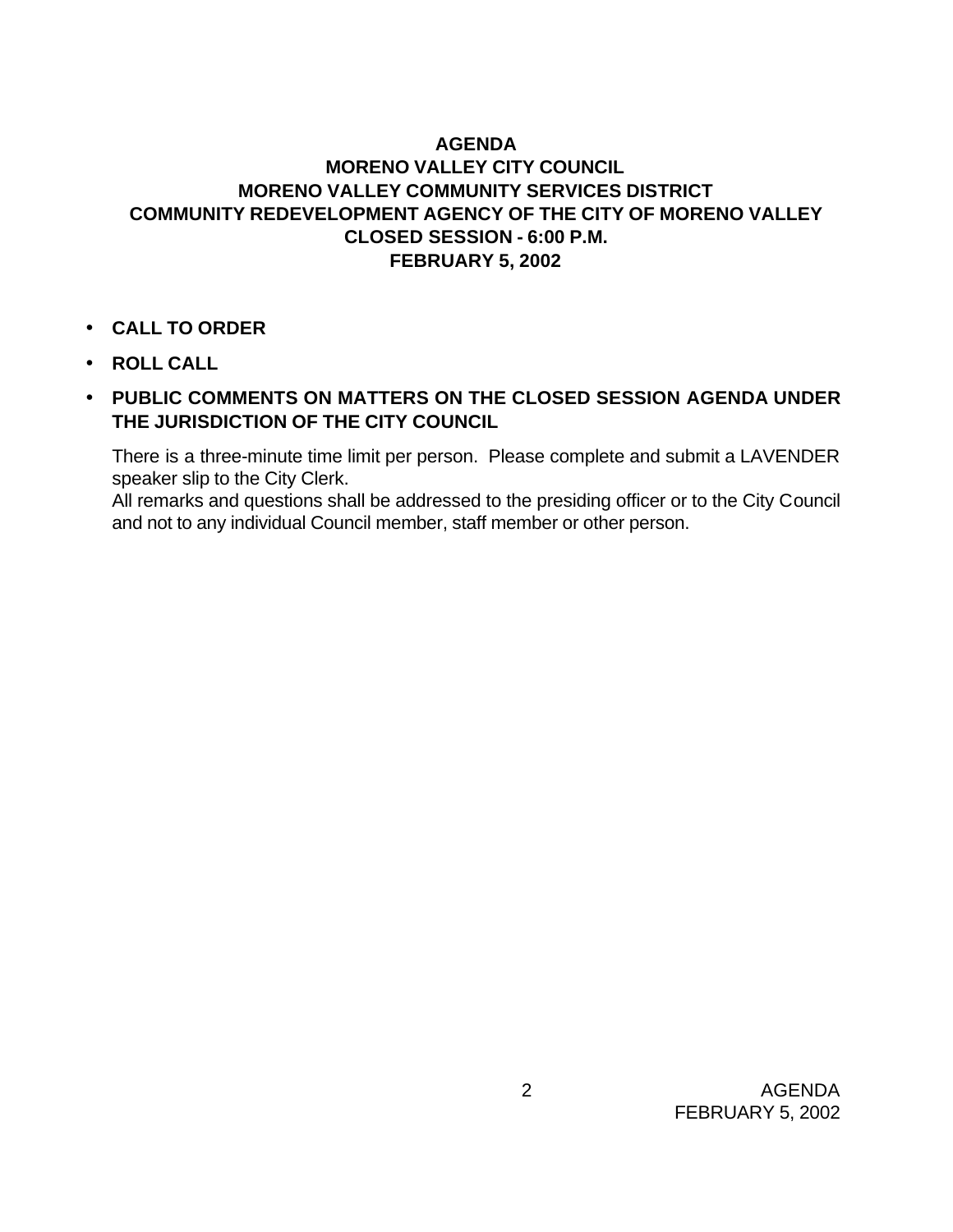# AGENDA
## MORENO VALLEY CITY COUNCIL
## MORENO VALLEY COMMUNITY SERVICES DISTRICT
## COMMUNITY REDEVELOPMENT AGENCY OF THE CITY OF MORENO VALLEY
## CLOSED SESSION - 6:00 P.M.
## FEBRUARY 5, 2002

- **CALL TO ORDER**
- **ROLL CALL**
- **PUBLIC COMMENTS ON MATTERS ON THE CLOSED SESSION AGENDA UNDER THE JURISDICTION OF THE CITY COUNCIL**

  There is a three-minute time limit per person. Please complete and submit a LAVENDER speaker slip to the City Clerk.
  All remarks and questions shall be addressed to the presiding officer or to the City Council and not to any individual Council member, staff member or other person.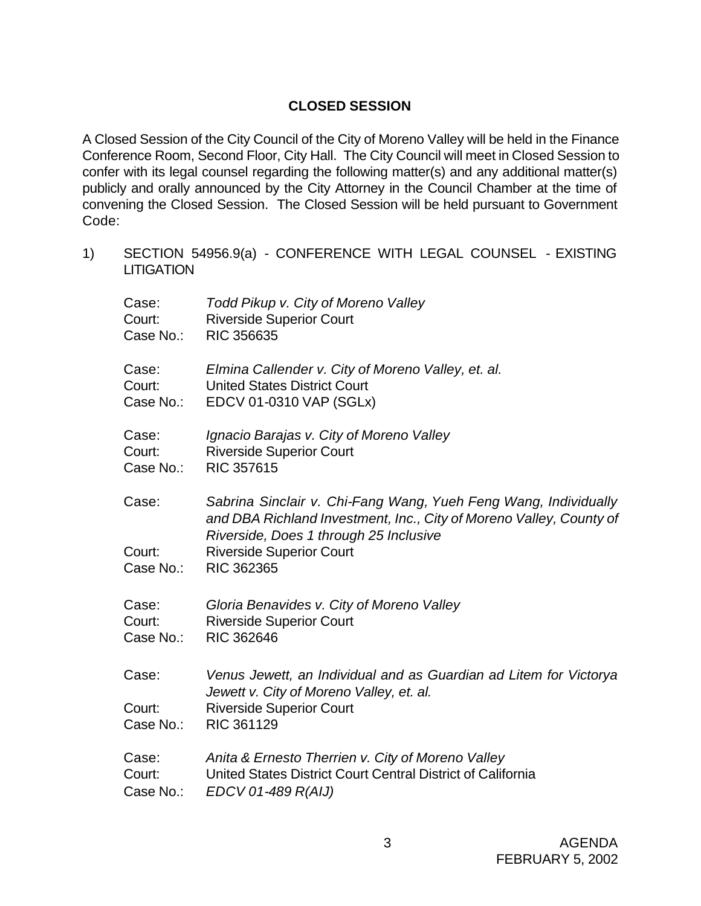## CLOSED SESSION

A Closed Session of the City Council of the City of Moreno Valley will be held in the Finance Conference Room, Second Floor, City Hall. The City Council will meet in Closed Session to confer with its legal counsel regarding the following matter(s) and any additional matter(s) publicly and orally announced by the City Attorney in the Council Chamber at the time of convening the Closed Session. The Closed Session will be held pursuant to Government Code:

1) SECTION 54956.9(a) - CONFERENCE WITH LEGAL COUNSEL - EXISTING LITIGATION

Case: *Todd Pikup v. City of Moreno Valley*
Court: Riverside Superior Court
Case No.: RIC 356635

Case: *Elmina Callender v. City of Moreno Valley, et. al.*
Court: United States District Court
Case No.: EDCV 01-0310 VAP (SGLx)

Case: *Ignacio Barajas v. City of Moreno Valley*
Court: Riverside Superior Court
Case No.: RIC 357615

Case: *Sabrina Sinclair v. Chi-Fang Wang, Yueh Feng Wang, Individually and DBA Richland Investment, Inc., City of Moreno Valley, County of Riverside, Does 1 through 25 Inclusive*
Court: Riverside Superior Court
Case No.: RIC 362365

Case: *Gloria Benavides v. City of Moreno Valley*
Court: Riverside Superior Court
Case No.: RIC 362646

Case: *Venus Jewett, an Individual and as Guardian ad Litem for Victorya Jewett v. City of Moreno Valley, et. al.*
Court: Riverside Superior Court
Case No.: RIC 361129

Case: *Anita & Ernesto Therrien v. City of Moreno Valley*
Court: United States District Court Central District of California
Case No.: *EDCV 01-489 R(AIJ)*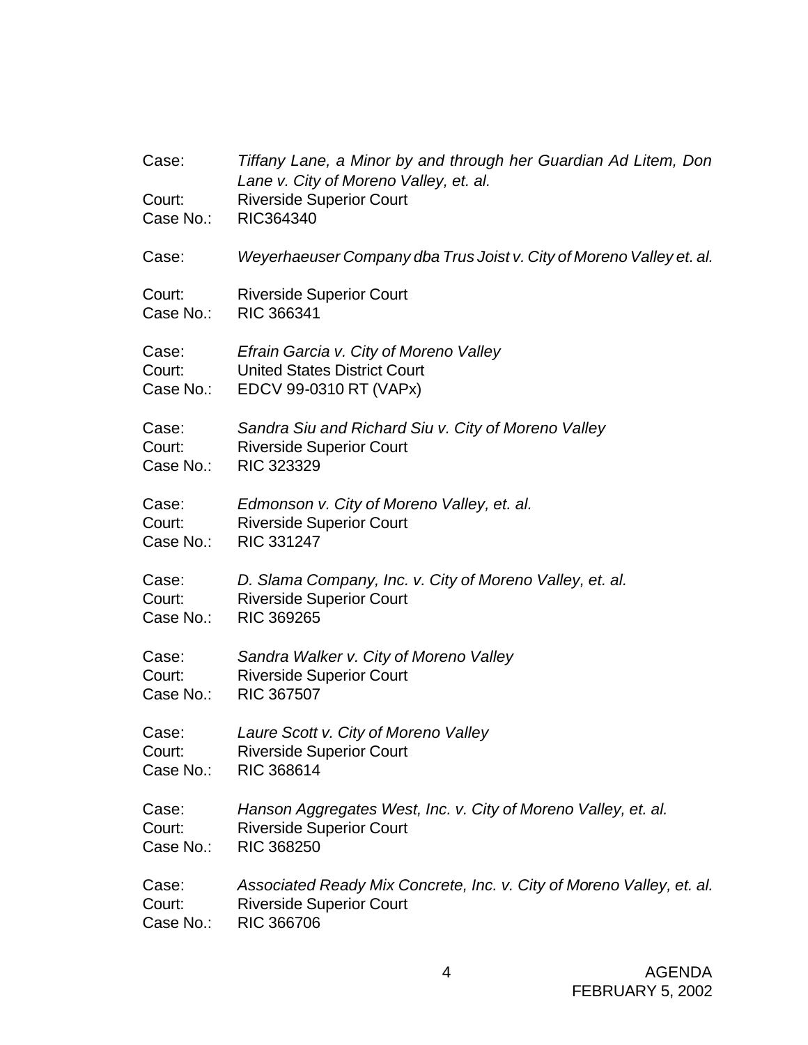Case: *Tiffany Lane, a Minor by and through her Guardian Ad Litem, Don Lane v. City of Moreno Valley, et. al.*
Court: Riverside Superior Court
Case No.: RIC364340

Case: *Weyerhaeuser Company dba Trus Joist v. City of Moreno Valley et. al.*
Court: Riverside Superior Court
Case No.: RIC 366341

Case: *Efrain Garcia v. City of Moreno Valley*
Court: United States District Court
Case No.: EDCV 99-0310 RT (VAPx)

Case: *Sandra Siu and Richard Siu v. City of Moreno Valley*
Court: Riverside Superior Court
Case No.: RIC 323329

Case: *Edmonson v. City of Moreno Valley, et. al.*
Court: Riverside Superior Court
Case No.: RIC 331247

Case: *D. Slama Company, Inc. v. City of Moreno Valley, et. al.*
Court: Riverside Superior Court
Case No.: RIC 369265

Case: *Sandra Walker v. City of Moreno Valley*
Court: Riverside Superior Court
Case No.: RIC 367507

Case: *Laure Scott v. City of Moreno Valley*
Court: Riverside Superior Court
Case No.: RIC 368614

Case: *Hanson Aggregates West, Inc. v. City of Moreno Valley, et. al.*
Court: Riverside Superior Court
Case No.: RIC 368250

Case: *Associated Ready Mix Concrete, Inc. v. City of Moreno Valley, et. al.*
Court: Riverside Superior Court
Case No.: RIC 366706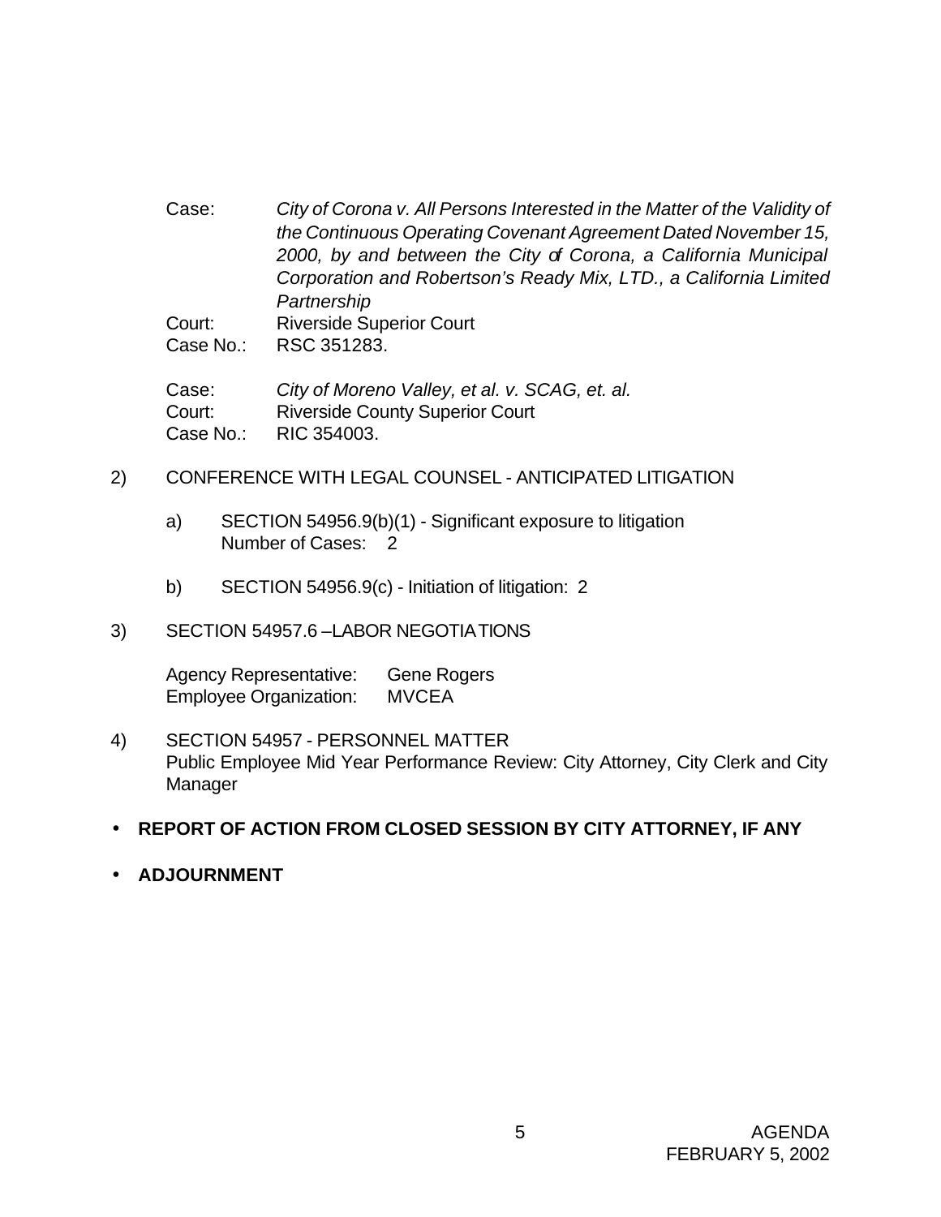Case: *City of Corona v. All Persons Interested in the Matter of the Validity of the Continuous Operating Covenant Agreement Dated November 15, 2000, by and between the City of Corona, a California Municipal Corporation and Robertson's Ready Mix, LTD., a California Limited Partnership*
Court: Riverside Superior Court
Case No.: RSC 351283.

Case: *City of Moreno Valley, et al. v. SCAG, et. al.*
Court: Riverside County Superior Court
Case No.: RIC 354003.

2) CONFERENCE WITH LEGAL COUNSEL - ANTICIPATED LITIGATION

   a) SECTION 54956.9(b)(1) - Significant exposure to litigation
      Number of Cases: 2

   b) SECTION 54956.9(c) - Initiation of litigation: 2

3) SECTION 54957.6 –LABOR NEGOTIATIONS

   Agency Representative: Gene Rogers
   Employee Organization: MVCEA

4) SECTION 54957 - PERSONNEL MATTER
   Public Employee Mid Year Performance Review: City Attorney, City Clerk and City Manager

- **REPORT OF ACTION FROM CLOSED SESSION BY CITY ATTORNEY, IF ANY**

- **ADJOURNMENT**